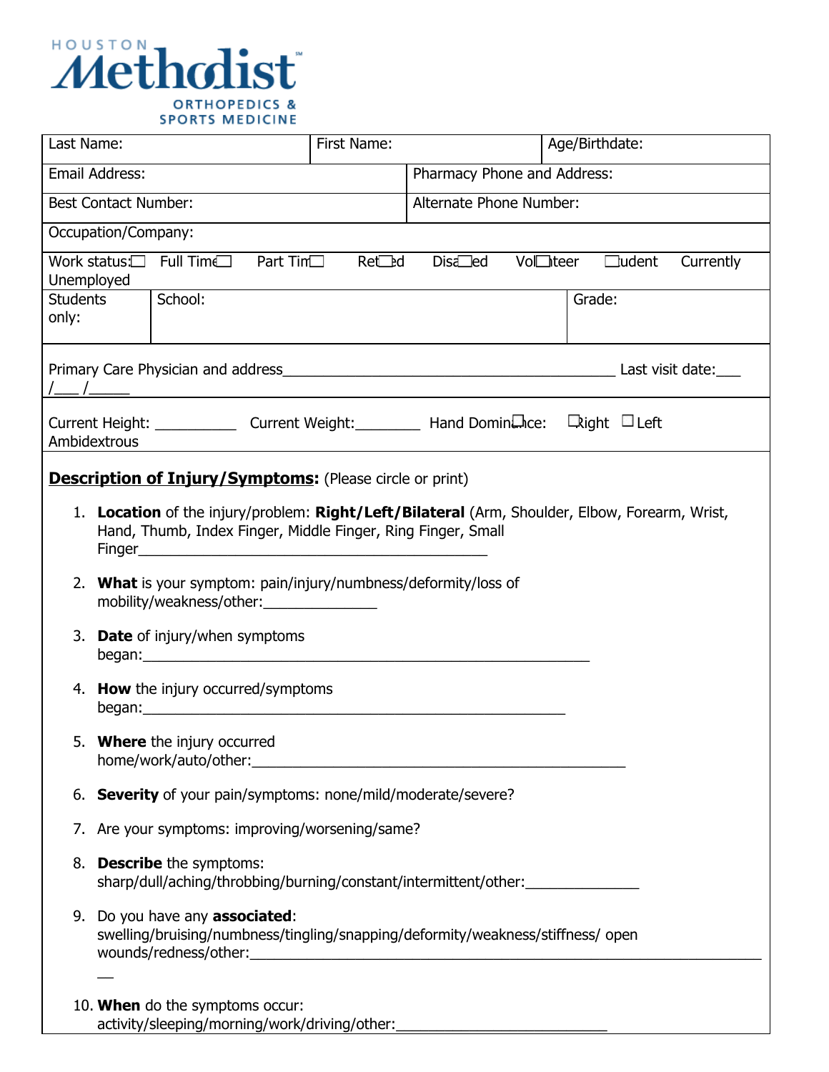HOUSTON **Methodist** ORTHOPEDICS & SPORTS MEDICINE

| Last Name: | First Name: | Age/Birthdate: |
|---|---|---|
| Email Address: | Pharmacy Phone and Address: | |
| Best Contact Number: | Alternate Phone Number: | |
| Occupation/Company: | | |
| Work status: ☐ Full Time ☐ Part Time ☐ Retired ☐ Disabled ☐ Volunteer ☐ Student ☐ Currently Unemployed | | |
| Students only: | School: | Grade: |

Primary Care Physician and address_____________________________________________ Last visit date:___ /___ /_____

Current Height: __________ Current Weight:________ Hand Dominance: ☐ Right ☐ Left ☐ Ambidextrous

**Description of Injury/Symptoms:** (Please circle or print)

1. **Location** of the injury/problem: **Right/Left/Bilateral** (Arm, Shoulder, Elbow, Forearm, Wrist, Hand, Thumb, Index Finger, Middle Finger, Ring Finger, Small Finger_____________________________________________
2. **What** is your symptom: pain/injury/numbness/deformity/loss of mobility/weakness/other:______________
3. **Date** of injury/when symptoms began:_______________________________________________________
4. **How** the injury occurred/symptoms began:____________________________________________________
5. **Where** the injury occurred home/work/auto/other:________________________________________________
6. **Severity** of your pain/symptoms: none/mild/moderate/severe?
7. Are your symptoms: improving/worsening/same?
8. **Describe** the symptoms: sharp/dull/aching/throbbing/burning/constant/intermittent/other:______________
9. Do you have any **associated**: swelling/bruising/numbness/tingling/snapping/deformity/weakness/stiffness/ open wounds/redness/other:_____________________________________________________________________
10. **When** do the symptoms occur: activity/sleeping/morning/work/driving/other:__________________________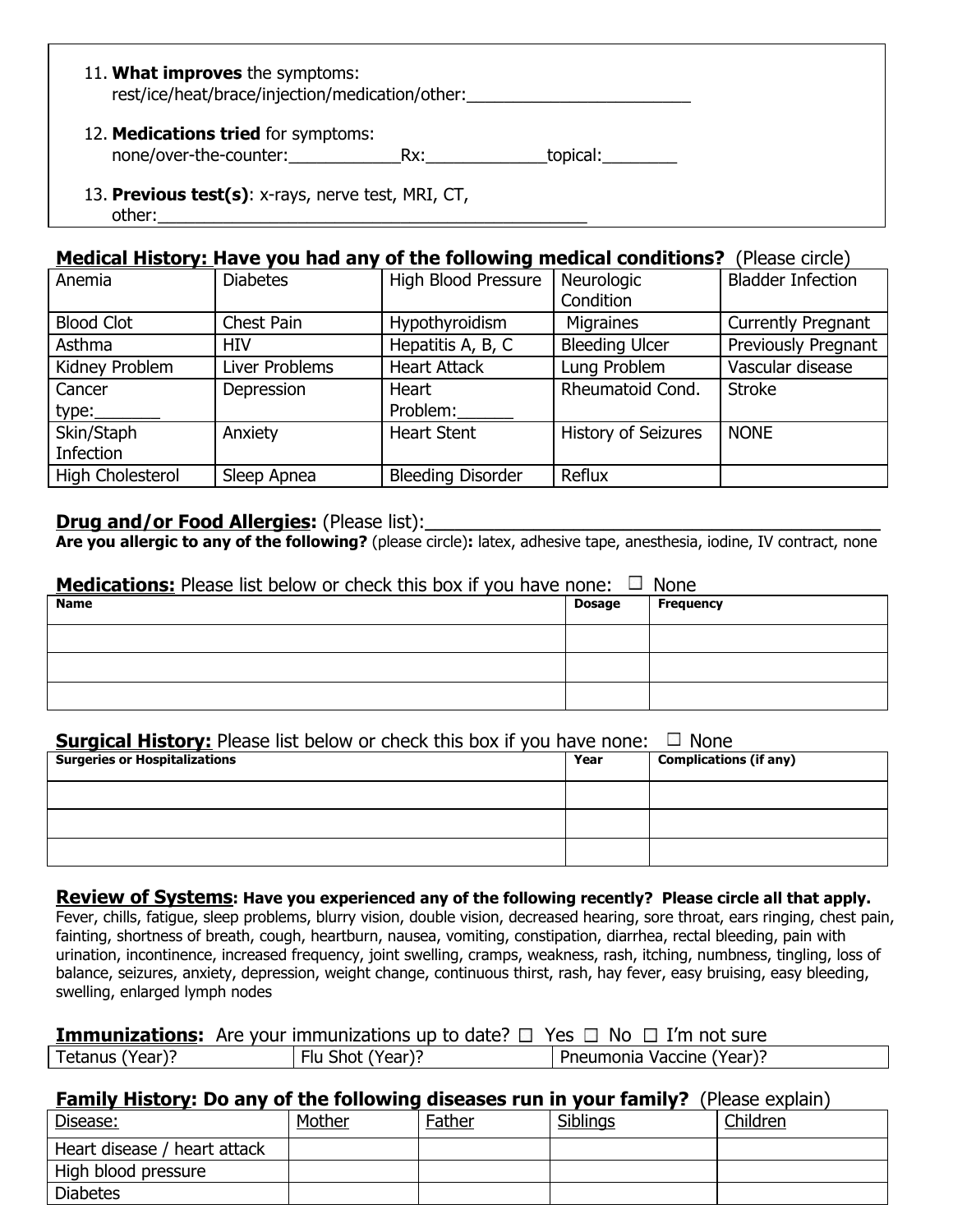11. **What improves** the symptoms:
    rest/ice/heat/brace/injection/medication/other:________________________

12. **Medications tried** for symptoms:
    none/over-the-counter:____________Rx:_____________topical:________

13. **Previous test(s)**: x-rays, nerve test, MRI, CT,
    other:_______________________________________________

**Medical History: Have you had any of the following medical conditions?** (Please circle)

| | | | | |
|---|---|---|---|---|
| Anemia | Diabetes | High Blood Pressure | Neurologic Condition | Bladder Infection |
| Blood Clot | Chest Pain | Hypothyroidism | Migraines | Currently Pregnant |
| Asthma | HIV | Hepatitis A, B, C | Bleeding Ulcer | Previously Pregnant |
| Kidney Problem | Liver Problems | Heart Attack | Lung Problem | Vascular disease |
| Cancer type:_______ | Depression | Heart Problem:______ | Rheumatoid Cond. | Stroke |
| Skin/Staph Infection | Anxiety | Heart Stent | History of Seizures | NONE |
| High Cholesterol | Sleep Apnea | Bleeding Disorder | Reflux | |

**Drug and/or Food Allergies:** (Please list):__________________________________________

**Are you allergic to any of the following?** (please circle)**:** latex, adhesive tape, anesthesia, iodine, IV contract, none

**Medications:** Please list below or check this box if you have none: ☐ None

| Name | Dosage | Frequency |
|---|---|---|
| | | |
| | | |
| | | |

**Surgical History:** Please list below or check this box if you have none: ☐ None

| Surgeries or Hospitalizations | Year | Complications (if any) |
|---|---|---|
| | | |
| | | |
| | | |

**Review of Systems: Have you experienced any of the following recently? Please circle all that apply.**
Fever, chills, fatigue, sleep problems, blurry vision, double vision, decreased hearing, sore throat, ears ringing, chest pain, fainting, shortness of breath, cough, heartburn, nausea, vomiting, constipation, diarrhea, rectal bleeding, pain with urination, incontinence, increased frequency, joint swelling, cramps, weakness, rash, itching, numbness, tingling, loss of balance, seizures, anxiety, depression, weight change, continuous thirst, rash, hay fever, easy bruising, easy bleeding, swelling, enlarged lymph nodes

**Immunizations:** Are your immunizations up to date? ☐ Yes ☐ No ☐ I'm not sure

| Tetanus (Year)? | Flu Shot (Year)? | Pneumonia Vaccine (Year)? |
|---|---|---|

**Family History: Do any of the following diseases run in your family?** (Please explain)

| Disease: | Mother | Father | Siblings | Children |
|---|---|---|---|---|
| Heart disease / heart attack | | | | |
| High blood pressure | | | | |
| Diabetes | | | | |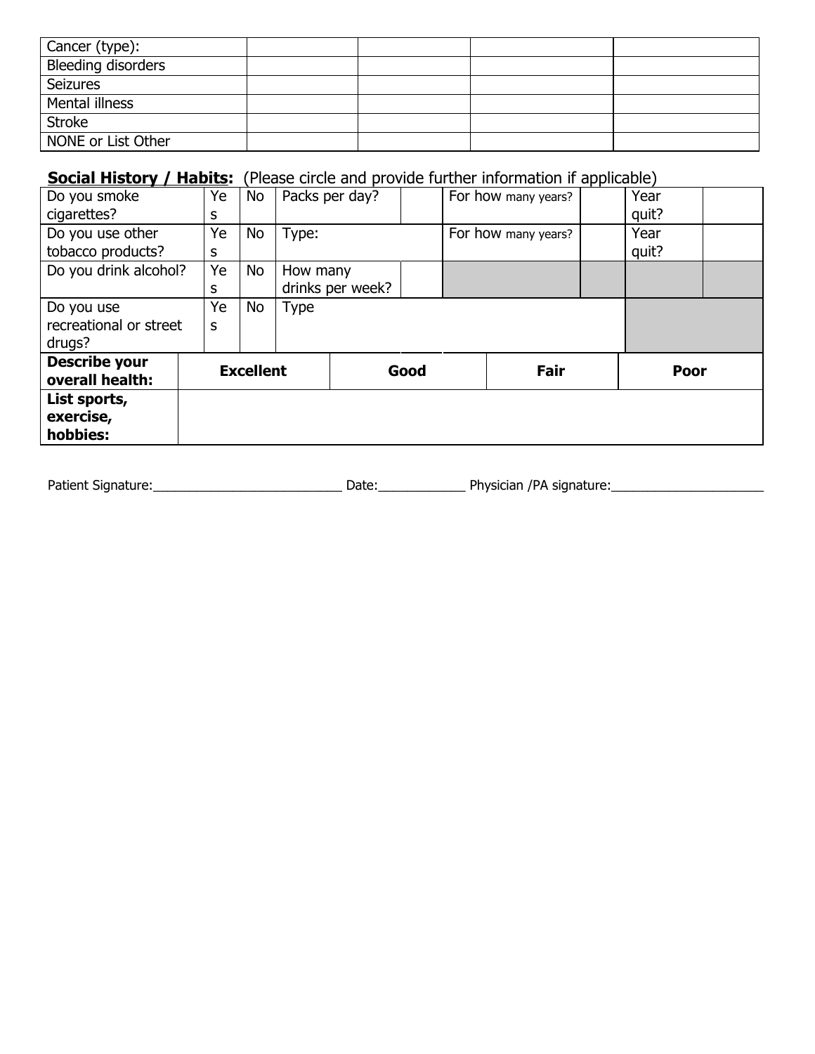| | | | | |
|---|---|---|---|---|
| Cancer (type): | | | | |
| Bleeding disorders | | | | |
| Seizures | | | | |
| Mental illness | | | | |
| Stroke | | | | |
| NONE or List Other | | | | |

**Social History / Habits:** (Please circle and provide further information if applicable)

| | | | | | | | | |
|---|---|---|---|---|---|---|---|---|
| Do you smoke cigarettes? | Yes | No | Packs per day? | | For how many years? | | Year quit? | |
| Do you use other tobacco products? | Yes | No | Type: | | For how many years? | | Year quit? | |
| Do you drink alcohol? | Yes | No | How many drinks per week? | | | | | |
| Do you use recreational or street drugs? | Yes | No | Type | | | | | |

| | | | | |
|---|---|---|---|---|
| **Describe your overall health:** | **Excellent** | **Good** | **Fair** | **Poor** |
| **List sports, exercise, hobbies:** | | | | |

Patient Signature:___________________________ Date:____________ Physician /PA signature:______________________